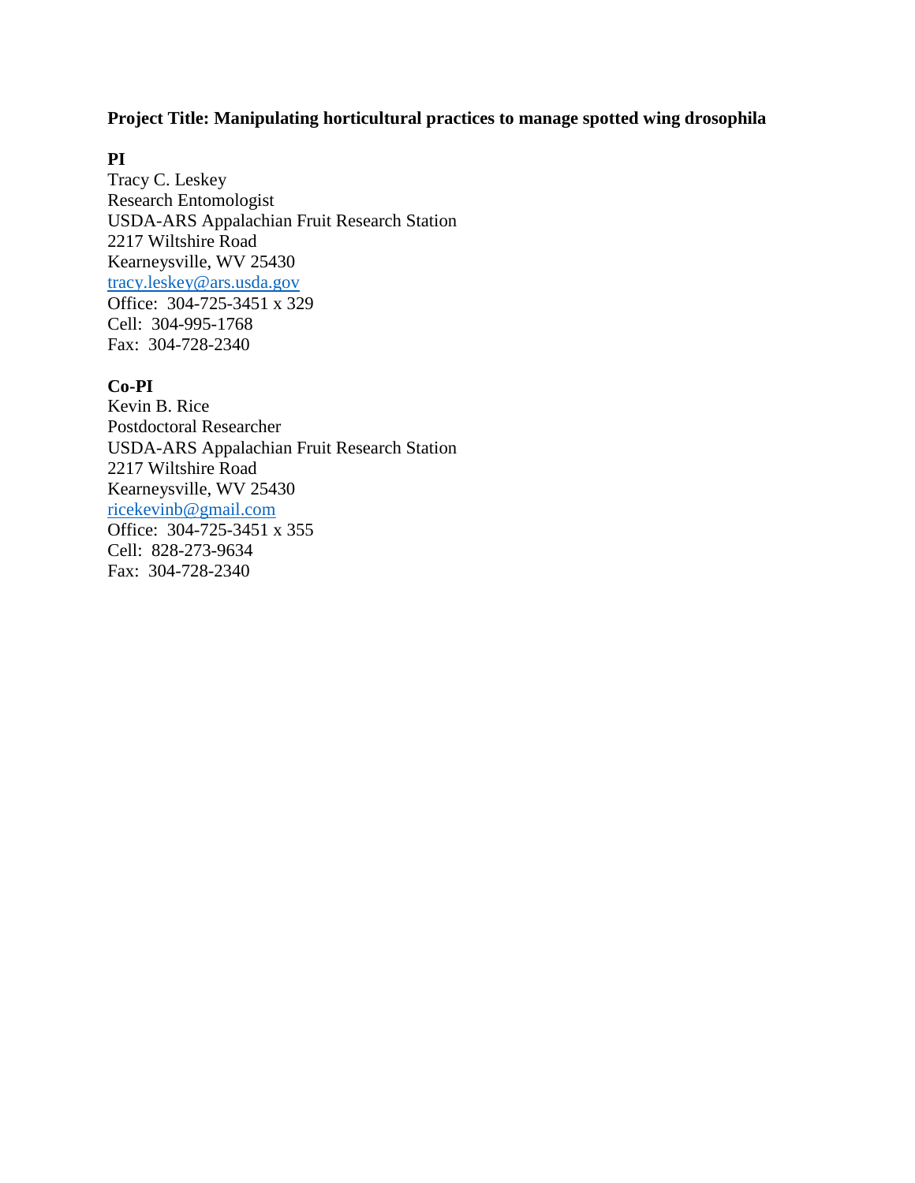**Project Title: Manipulating horticultural practices to manage spotted wing drosophila**

**PI**

Tracy C. Leskey  
Research Entomologist  
USDA-ARS Appalachian Fruit Research Station  
2217 Wiltshire Road  
Kearneysville, WV 25430  
tracy.leskey@ars.usda.gov  
Office: 304-725-3451 x 329  
Cell: 304-995-1768  
Fax: 304-728-2340

**Co-PI**

Kevin B. Rice  
Postdoctoral Researcher  
USDA-ARS Appalachian Fruit Research Station  
2217 Wiltshire Road  
Kearneysville, WV 25430  
ricekevinb@gmail.com  
Office: 304-725-3451 x 355  
Cell: 828-273-9634  
Fax: 304-728-2340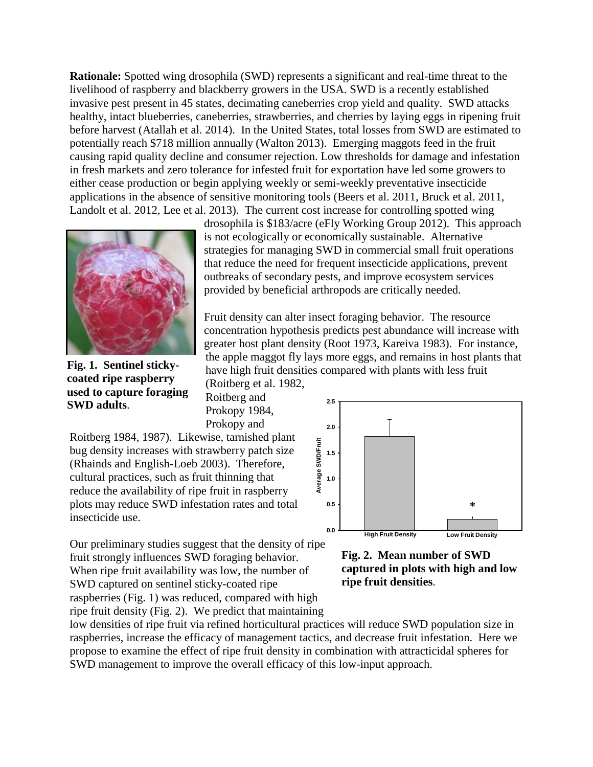**Rationale:** Spotted wing drosophila (SWD) represents a significant and real-time threat to the livelihood of raspberry and blackberry growers in the USA. SWD is a recently established invasive pest present in 45 states, decimating caneberries crop yield and quality. SWD attacks healthy, intact blueberries, caneberries, strawberries, and cherries by laying eggs in ripening fruit before harvest (Atallah et al. 2014). In the United States, total losses from SWD are estimated to potentially reach $718 million annually (Walton 2013). Emerging maggots feed in the fruit causing rapid quality decline and consumer rejection. Low thresholds for damage and infestation in fresh markets and zero tolerance for infested fruit for exportation have led some growers to either cease production or begin applying weekly or semi-weekly preventative insecticide applications in the absence of sensitive monitoring tools (Beers et al. 2011, Bruck et al. 2011, Landolt et al. 2012, Lee et al. 2013). The current cost increase for controlling spotted wing drosophila is $183/acre (eFly Working Group 2012). This approach is not ecologically or economically sustainable. Alternative strategies for managing SWD in commercial small fruit operations that reduce the need for frequent insecticide applications, prevent outbreaks of secondary pests, and improve ecosystem services provided by beneficial arthropods are critically needed.

**Fig. 1. Sentinel sticky-coated ripe raspberry used to capture foraging SWD adults**.

Fruit density can alter insect foraging behavior. The resource concentration hypothesis predicts pest abundance will increase with greater host plant density (Root 1973, Kareiva 1983). For instance, the apple maggot fly lays more eggs, and remains in host plants that have high fruit densities compared with plants with less fruit (Roitberg et al. 1982, Roitberg and Prokopy 1984, Prokopy and Roitberg 1984, 1987). Likewise, tarnished plant bug density increases with strawberry patch size (Rhainds and English-Loeb 2003). Therefore, cultural practices, such as fruit thinning that reduce the availability of ripe fruit in raspberry plots may reduce SWD infestation rates and total insecticide use.

**Fig. 2. Mean number of SWD captured in plots with high and low ripe fruit densities**.

Our preliminary studies suggest that the density of ripe fruit strongly influences SWD foraging behavior. When ripe fruit availability was low, the number of SWD captured on sentinel sticky-coated ripe raspberries (Fig. 1) was reduced, compared with high ripe fruit density (Fig. 2). We predict that maintaining low densities of ripe fruit via refined horticultural practices will reduce SWD population size in raspberries, increase the efficacy of management tactics, and decrease fruit infestation. Here we propose to examine the effect of ripe fruit density in combination with attracticidal spheres for SWD management to improve the overall efficacy of this low-input approach.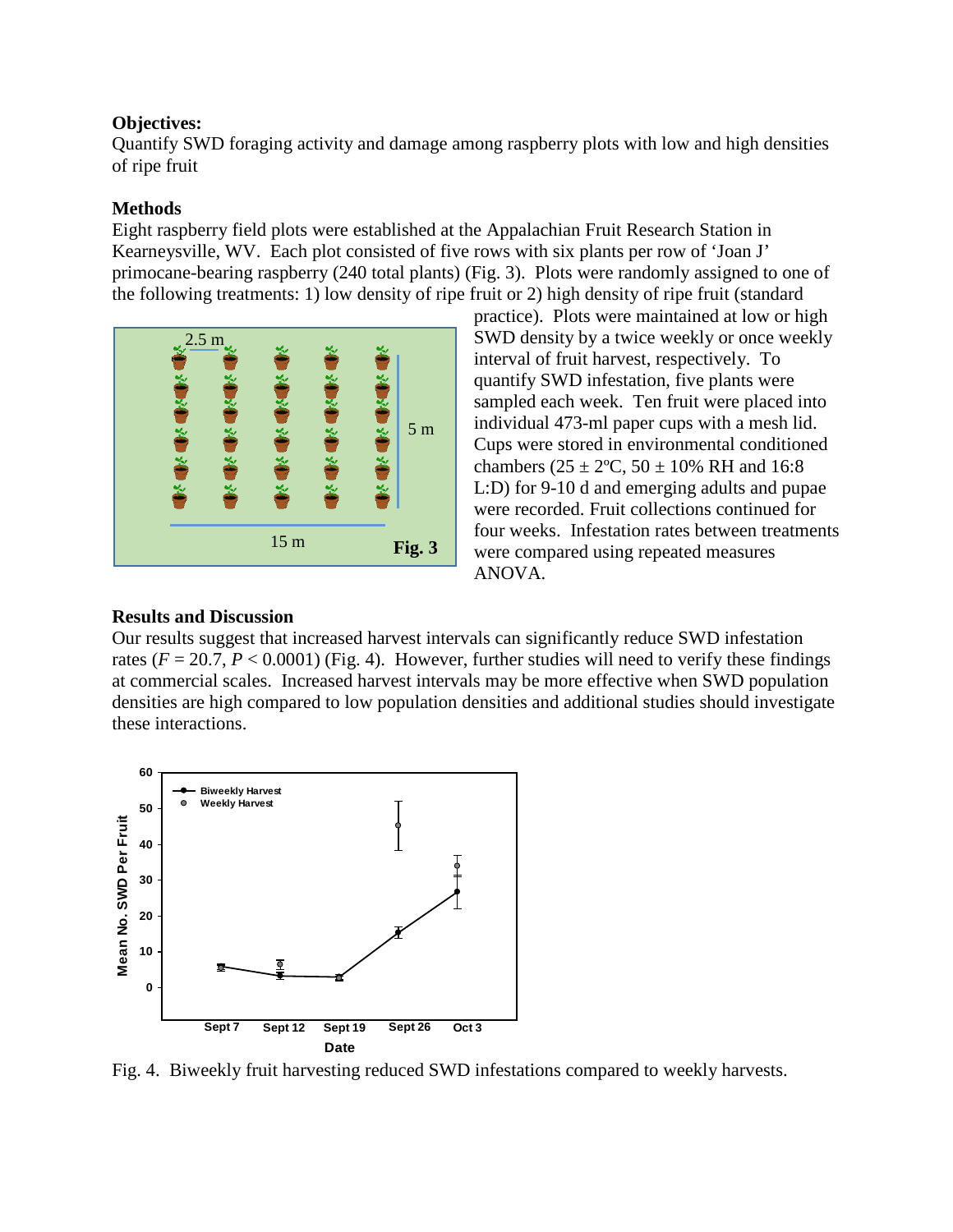**Objectives:**

Quantify SWD foraging activity and damage among raspberry plots with low and high densities of ripe fruit

**Methods**

Eight raspberry field plots were established at the Appalachian Fruit Research Station in Kearneysville, WV. Each plot consisted of five rows with six plants per row of 'Joan J' primocane-bearing raspberry (240 total plants) (Fig. 3). Plots were randomly assigned to one of the following treatments: 1) low density of ripe fruit or 2) high density of ripe fruit (standard practice). Plots were maintained at low or high SWD density by a twice weekly or once weekly interval of fruit harvest, respectively. To quantify SWD infestation, five plants were sampled each week. Ten fruit were placed into individual 473-ml paper cups with a mesh lid. Cups were stored in environmental conditioned chambers (25 ± 2ºC, 50 ± 10% RH and 16:8 L:D) for 9-10 d and emerging adults and pupae were recorded. Fruit collections continued for four weeks. Infestation rates between treatments were compared using repeated measures ANOVA.

2.5 m

5 m

15 m

**Fig. 3**

**Results and Discussion**

Our results suggest that increased harvest intervals can significantly reduce SWD infestation rates ($F = 20.7$, $P < 0.0001$) (Fig. 4). However, further studies will need to verify these findings at commercial scales. Increased harvest intervals may be more effective when SWD population densities are high compared to low population densities and additional studies should investigate these interactions.

Biweekly Harvest

Weekly Harvest

Mean No. SWD Per Fruit

0

10

20

30

40

50

60

Sept 7

Sept 12

Sept 19

Sept 26

Oct 3

Date

Fig. 4. Biweekly fruit harvesting reduced SWD infestations compared to weekly harvests.